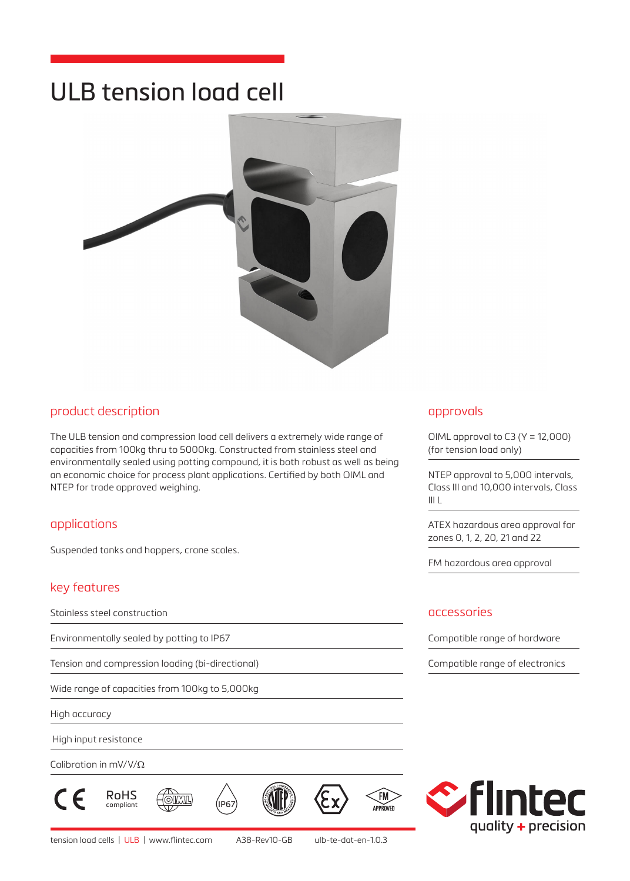# ULB tension load cell

## product description

The ULB tension and compression load cell delivers a extremely wide range of capacities from 100kg thru to 5000kg. Constructed from stainless steel and environmentally sealed using potting compound, it is both robust as well as being an economic choice for process plant applications. Certified by both OIML and NTEP for trade approved weighing.

## applications

Suspended tanks and hoppers, crane scales.

## key features

- Stainless steel construction
- Environmentally sealed by potting to IP67
- Tension and compression loading (bi-directional)
- Wide range of capacities from 100kg to 5,000kg
- High accuracy
- High input resistance
- Calibration in mV/V/Ω

## approvals

- OIML approval to C3 (Y = 12,000) (for tension load only)
- NTEP approval to 5,000 intervals, Class III and 10,000 intervals, Class III L
- ATEX hazardous area approval for zones 0, 1, 2, 20, 21 and 22
- FM hazardous area approval

## accessories

- Compatible range of hardware
- Compatible range of electronics

CE RoHS compliant OIML IP67 NTEP Ex FM APPROVED

flintec quality + precision

tension load cells | ULB | www.flintec.com A38-Rev10-GB ulb-te-dat-en-1.0.3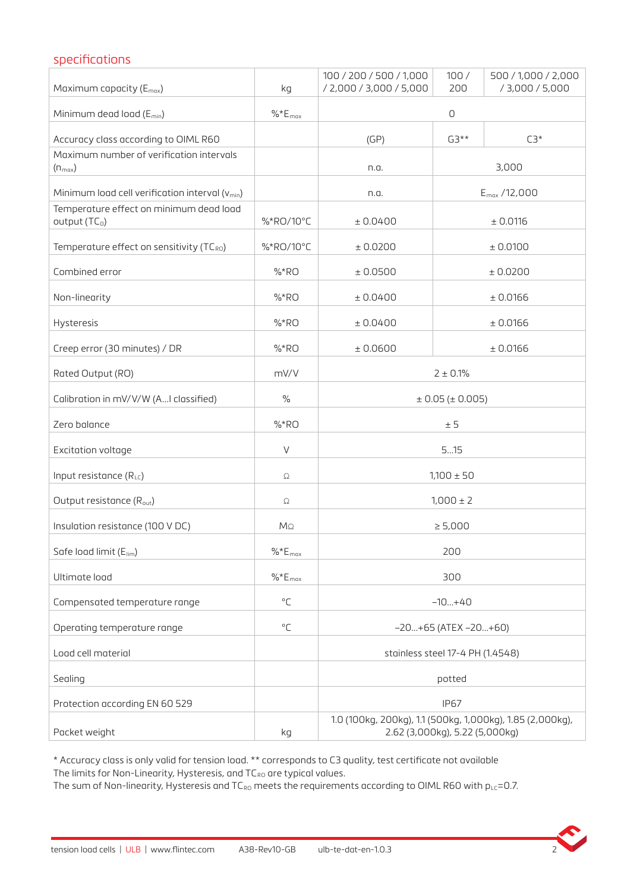## specifications

| Maximum capacity ($E_{max}$) | kg | 100 / 200 / 500 / 1,000 / 2,000 / 3,000 / 5,000 | 100 / 200 | 500 / 1,000 / 2,000 / 3,000 / 5,000 |
|---|---|---|---|---|
| Minimum dead load ($E_{min}$) | %*$E_{max}$ | 0 | | |
| Accuracy class according to OIML R60 | | (GP) | G3** | C3* |
| Maximum number of verification intervals ($n_{max}$) | | n.a. | 3,000 | |
| Minimum load cell verification interval ($v_{min}$) | | n.a. | $E_{max}$ /12,000 | |
| Temperature effect on minimum dead load output ($TC_0$) | %*RO/10°C | ± 0.0400 | ± 0.0116 | |
| Temperature effect on sensitivity ($TC_{RO}$) | %*RO/10°C | ± 0.0200 | ± 0.0100 | |
| Combined error | %*RO | ± 0.0500 | ± 0.0200 | |
| Non-linearity | %*RO | ± 0.0400 | ± 0.0166 | |
| Hysteresis | %*RO | ± 0.0400 | ± 0.0166 | |
| Creep error (30 minutes) / DR | %*RO | ± 0.0600 | ± 0.0166 | |
| Rated Output (RO) | mV/V | 2 ± 0.1% | | |
| Calibration in mV/V/W (A...I classified) | % | ± 0.05 (± 0.005) | | |
| Zero balance | %*RO | ± 5 | | |
| Excitation voltage | V | 5...15 | | |
| Input resistance ($R_{LC}$) | Ω | 1,100 ± 50 | | |
| Output resistance ($R_{out}$) | Ω | 1,000 ± 2 | | |
| Insulation resistance (100 V DC) | MΩ | ≥ 5,000 | | |
| Safe load limit ($E_{lim}$) | %*$E_{max}$ | 200 | | |
| Ultimate load | %*$E_{max}$ | 300 | | |
| Compensated temperature range | °C | -10...+40 | | |
| Operating temperature range | °C | -20...+65 (ATEX -20...+60) | | |
| Load cell material | | stainless steel 17-4 PH (1.4548) | | |
| Sealing | | potted | | |
| Protection according EN 60 529 | | IP67 | | |
| Packet weight | kg | 1.0 (100kg, 200kg), 1.1 (500kg, 1,000kg), 1.85 (2,000kg), 2.62 (3,000kg), 5.22 (5,000kg) | | |

* Accuracy class is only valid for tension load. ** corresponds to C3 quality, test certificate not available
The limits for Non-Linearity, Hysteresis, and $TC_{RO}$ are typical values.
The sum of Non-linearity, Hysteresis and $TC_{RO}$ meets the requirements according to OIML R60 with $p_{LC}$=0.7.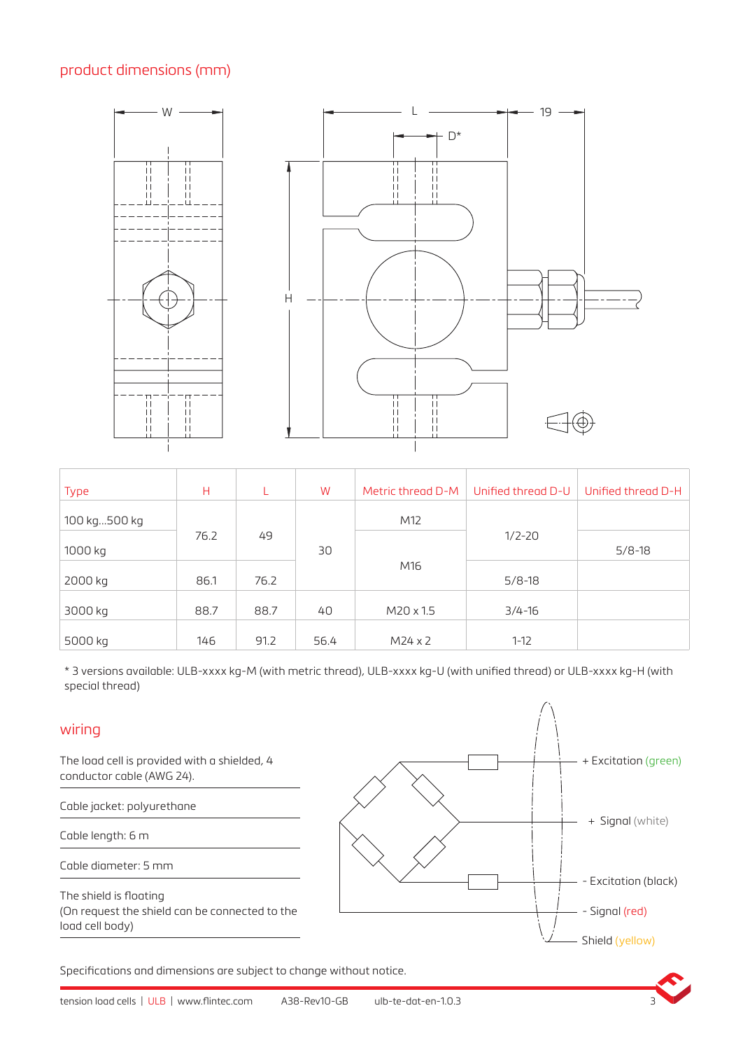## product dimensions (mm)

W

L

19

D*

H

| Type | H | L | W | Metric thread D-M | Unified thread D-U | Unified thread D-H |
|---|---|---|---|---|---|---|
| 100 kg...500 kg | 76.2 | 49 | 30 | M12 | 1/2-20 | |
| 1000 kg | | | | M16 | | 5/8-18 |
| 2000 kg | 86.1 | 76.2 | | | 5/8-18 | |
| 3000 kg | 88.7 | 88.7 | 40 | M20 x 1.5 | 3/4-16 | |
| 5000 kg | 146 | 91.2 | 56.4 | M24 x 2 | 1-12 | |

* 3 versions available: ULB-xxxx kg-M (with metric thread), ULB-xxxx kg-U (with unified thread) or ULB-xxxx kg-H (with special thread)

## wiring

The load cell is provided with a shielded, 4 conductor cable (AWG 24).

Cable jacket: polyurethane

Cable length: 6 m

Cable diameter: 5 mm

The shield is floating
(On request the shield can be connected to the load cell body)

+ Excitation (green)

+ Signal (white)

- Excitation (black)

- Signal (red)

Shield (yellow)

Specifications and dimensions are subject to change without notice.